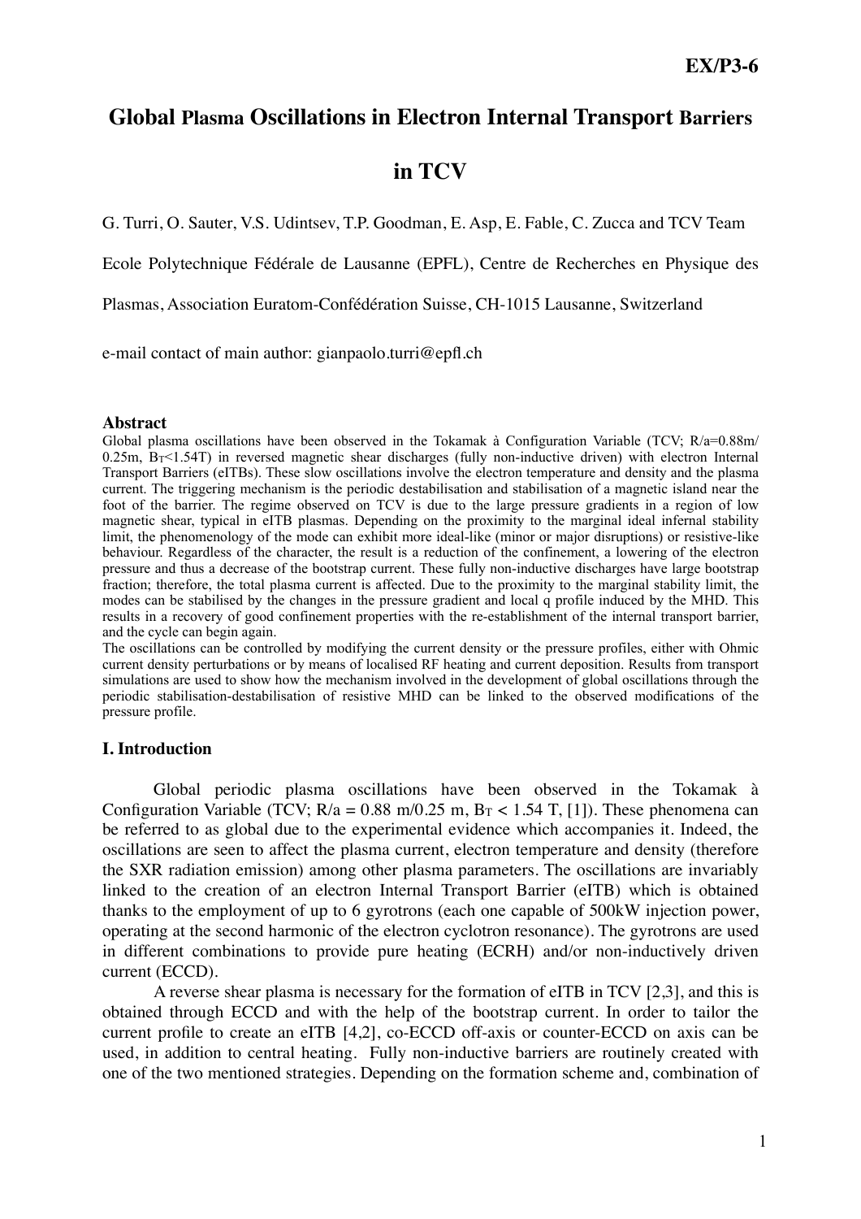# Global Plasma Oscillations in Electron Internal Transport Barriers in TCV

G. Turri, O. Sauter, V.S. Udintsev, T.P. Goodman, E. Asp, E. Fable, C. Zucca and TCV Team

Ecole Polytechnique Fédérale de Lausanne (EPFL), Centre de Recherches en Physique des Plasmas, Association Euratom-Confédération Suisse, CH-1015 Lausanne, Switzerland

e-mail contact of main author: gianpaolo.turri@epfl.ch

### Abstract

Global plasma oscillations have been observed in the Tokamak à Configuration Variable (TCV; R/a=0.88m/0.25m, $B_T$<1.54T) in reversed magnetic shear discharges (fully non-inductive driven) with electron Internal Transport Barriers (eITBs). These slow oscillations involve the electron temperature and density and the plasma current. The triggering mechanism is the periodic destabilisation and stabilisation of a magnetic island near the foot of the barrier. The regime observed on TCV is due to the large pressure gradients in a region of low magnetic shear, typical in eITB plasmas. Depending on the proximity to the marginal ideal infernal stability limit, the phenomenology of the mode can exhibit more ideal-like (minor or major disruptions) or resistive-like behaviour. Regardless of the character, the result is a reduction of the confinement, a lowering of the electron pressure and thus a decrease of the bootstrap current. These fully non-inductive discharges have large bootstrap fraction; therefore, the total plasma current is affected. Due to the proximity to the marginal stability limit, the modes can be stabilised by the changes in the pressure gradient and local q profile induced by the MHD. This results in a recovery of good confinement properties with the re-establishment of the internal transport barrier, and the cycle can begin again.

The oscillations can be controlled by modifying the current density or the pressure profiles, either with Ohmic current density perturbations or by means of localised RF heating and current deposition. Results from transport simulations are used to show how the mechanism involved in the development of global oscillations through the periodic stabilisation-destabilisation of resistive MHD can be linked to the observed modifications of the pressure profile.

### I. Introduction

Global periodic plasma oscillations have been observed in the Tokamak à Configuration Variable (TCV; R/a = 0.88 m/0.25 m, $B_T$ < 1.54 T, [1]). These phenomena can be referred to as global due to the experimental evidence which accompanies it. Indeed, the oscillations are seen to affect the plasma current, electron temperature and density (therefore the SXR radiation emission) among other plasma parameters. The oscillations are invariably linked to the creation of an electron Internal Transport Barrier (eITB) which is obtained thanks to the employment of up to 6 gyrotrons (each one capable of 500kW injection power, operating at the second harmonic of the electron cyclotron resonance). The gyrotrons are used in different combinations to provide pure heating (ECRH) and/or non-inductively driven current (ECCD).

A reverse shear plasma is necessary for the formation of eITB in TCV [2,3], and this is obtained through ECCD and with the help of the bootstrap current. In order to tailor the current profile to create an eITB [4,2], co-ECCD off-axis or counter-ECCD on axis can be used, in addition to central heating. Fully non-inductive barriers are routinely created with one of the two mentioned strategies. Depending on the formation scheme and, combination of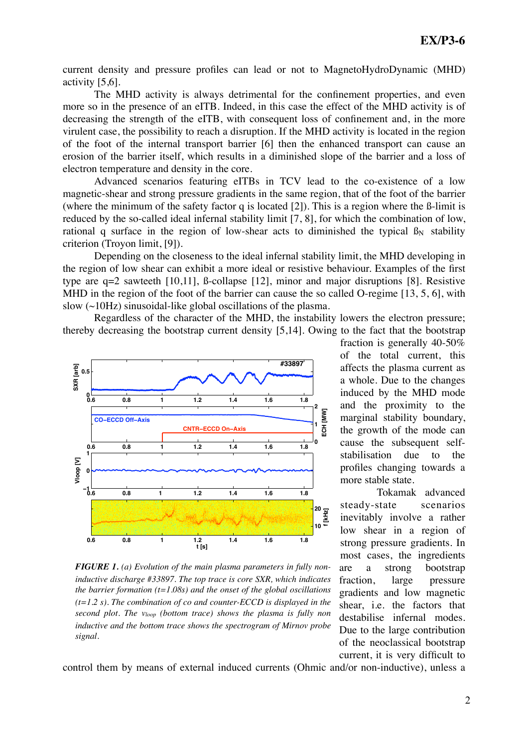current density and pressure profiles can lead or not to MagnetoHydroDynamic (MHD) activity [5,6].

The MHD activity is always detrimental for the confinement properties, and even more so in the presence of an eITB. Indeed, in this case the effect of the MHD activity is of decreasing the strength of the eITB, with consequent loss of confinement and, in the more virulent case, the possibility to reach a disruption. If the MHD activity is located in the region of the foot of the internal transport barrier [6] then the enhanced transport can cause an erosion of the barrier itself, which results in a diminished slope of the barrier and a loss of electron temperature and density in the core.

Advanced scenarios featuring eITBs in TCV lead to the co-existence of a low magnetic-shear and strong pressure gradients in the same region, that of the foot of the barrier (where the minimum of the safety factor q is located [2]). This is a region where the ß-limit is reduced by the so-called ideal infernal stability limit [7, 8], for which the combination of low, rational q surface in the region of low-shear acts to diminished the typical $ß_N$ stability criterion (Troyon limit, [9]).

Depending on the closeness to the ideal infernal stability limit, the MHD developing in the region of low shear can exhibit a more ideal or resistive behaviour. Examples of the first type are q=2 sawteeth [10,11], ß-collapse [12], minor and major disruptions [8]. Resistive MHD in the region of the foot of the barrier can cause the so called O-regime [13, 5, 6], with slow (~10Hz) sinusoidal-like global oscillations of the plasma.

Regardless of the character of the MHD, the instability lowers the electron pressure; thereby decreasing the bootstrap current density [5,14]. Owing to the fact that the bootstrap fraction is generally 40-50% of the total current, this affects the plasma current as a whole. Due to the changes induced by the MHD mode and the proximity to the marginal stability boundary, the growth of the mode can cause the subsequent self-stabilisation due to the profiles changing towards a more stable state.

*FIGURE 1. (a) Evolution of the main plasma parameters in fully non-inductive discharge #33897. The top trace is core SXR, which indicates the barrier formation (t=1.08s) and the onset of the global oscillations (t=1.2 s). The combination of co and counter-ECCD is displayed in the second plot. The $V_{loop}$ (bottom trace) shows the plasma is fully non inductive and the bottom trace shows the spectrogram of Mirnov probe signal.*

Tokamak advanced steady-state scenarios inevitably involve a rather low shear in a region of strong pressure gradients. In most cases, the ingredients are a strong bootstrap fraction, large pressure gradients and low magnetic shear, i.e. the factors that destabilise infernal modes. Due to the large contribution of the neoclassical bootstrap current, it is very difficult to control them by means of external induced currents (Ohmic and/or non-inductive), unless a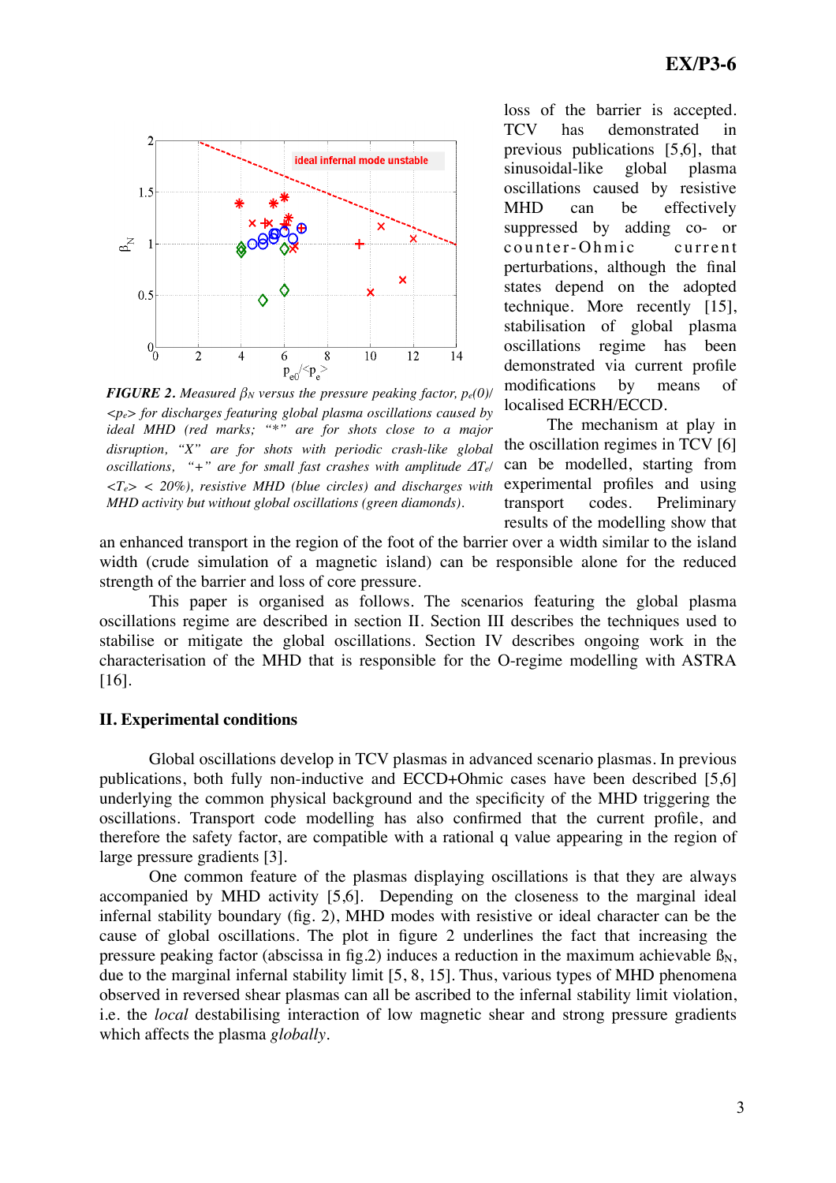*FIGURE 2. Measured $\beta_N$ versus the pressure peaking factor, $p_e(0)/<p_e>$ for discharges featuring global plasma oscillations caused by ideal MHD (red marks; "*" are for shots close to a major disruption, "X" are for shots with periodic crash-like global oscillations, "+" are for small fast crashes with amplitude $\Delta T_e/<T_e> < 20\%$), resistive MHD (blue circles) and discharges with MHD activity but without global oscillations (green diamonds).*

loss of the barrier is accepted. TCV has demonstrated in previous publications [5,6], that sinusoidal-like global plasma oscillations caused by resistive MHD can be effectively suppressed by adding co- or counter-Ohmic current perturbations, although the final states depend on the adopted technique. More recently [15], stabilisation of global plasma oscillations regime has been demonstrated via current profile modifications by means of localised ECRH/ECCD.

The mechanism at play in the oscillation regimes in TCV [6] can be modelled, starting from experimental profiles and using transport codes. Preliminary results of the modelling show that an enhanced transport in the region of the foot of the barrier over a width similar to the island width (crude simulation of a magnetic island) can be responsible alone for the reduced strength of the barrier and loss of core pressure.

This paper is organised as follows. The scenarios featuring the global plasma oscillations regime are described in section II. Section III describes the techniques used to stabilise or mitigate the global oscillations. Section IV describes ongoing work in the characterisation of the MHD that is responsible for the O-regime modelling with ASTRA [16].

## II. Experimental conditions

Global oscillations develop in TCV plasmas in advanced scenario plasmas. In previous publications, both fully non-inductive and ECCD+Ohmic cases have been described [5,6] underlying the common physical background and the specificity of the MHD triggering the oscillations. Transport code modelling has also confirmed that the current profile, and therefore the safety factor, are compatible with a rational q value appearing in the region of large pressure gradients [3].

One common feature of the plasmas displaying oscillations is that they are always accompanied by MHD activity [5,6]. Depending on the closeness to the marginal ideal infernal stability boundary (fig. 2), MHD modes with resistive or ideal character can be the cause of global oscillations. The plot in figure 2 underlines the fact that increasing the pressure peaking factor (abscissa in fig.2) induces a reduction in the maximum achievable $\beta_N$, due to the marginal infernal stability limit [5, 8, 15]. Thus, various types of MHD phenomena observed in reversed shear plasmas can all be ascribed to the infernal stability limit violation, i.e. the *local* destabilising interaction of low magnetic shear and strong pressure gradients which affects the plasma *globally*.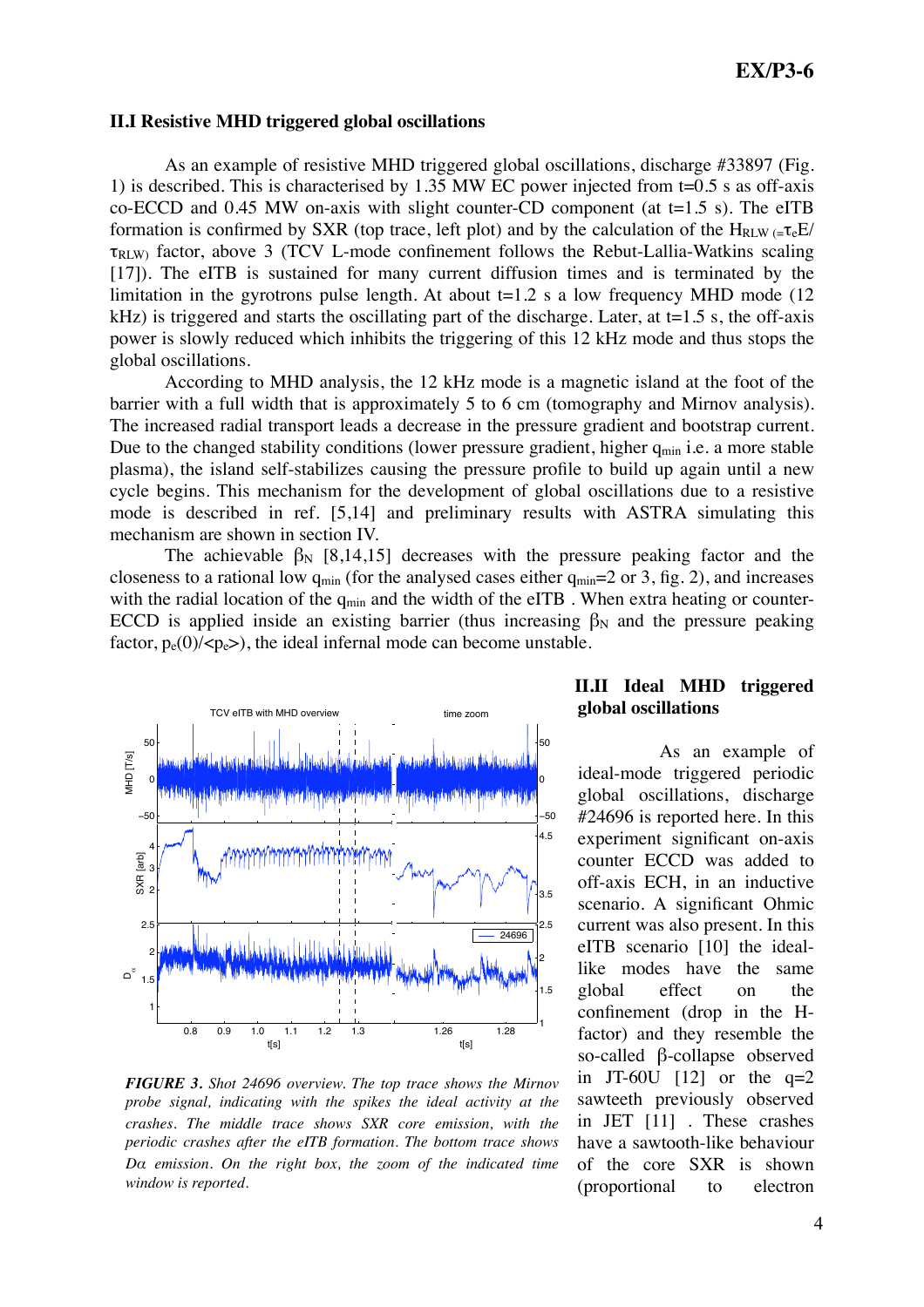## II.I Resistive MHD triggered global oscillations

As an example of resistive MHD triggered global oscillations, discharge #33897 (Fig. 1) is described. This is characterised by 1.35 MW EC power injected from t=0.5 s as off-axis co-ECCD and 0.45 MW on-axis with slight counter-CD component (at t=1.5 s). The eITB formation is confirmed by SXR (top trace, left plot) and by the calculation of the $H_{RLW}$ ($=\tau_e E/\tau_{RLW}$) factor, above 3 (TCV L-mode confinement follows the Rebut-Lallia-Watkins scaling [17]). The eITB is sustained for many current diffusion times and is terminated by the limitation in the gyrotrons pulse length. At about t=1.2 s a low frequency MHD mode (12 kHz) is triggered and starts the oscillating part of the discharge. Later, at t=1.5 s, the off-axis power is slowly reduced which inhibits the triggering of this 12 kHz mode and thus stops the global oscillations.

According to MHD analysis, the 12 kHz mode is a magnetic island at the foot of the barrier with a full width that is approximately 5 to 6 cm (tomography and Mirnov analysis). The increased radial transport leads a decrease in the pressure gradient and bootstrap current. Due to the changed stability conditions (lower pressure gradient, higher $q_{min}$ i.e. a more stable plasma), the island self-stabilizes causing the pressure profile to build up again until a new cycle begins. This mechanism for the development of global oscillations due to a resistive mode is described in ref. [5,14] and preliminary results with ASTRA simulating this mechanism are shown in section IV.

The achievable $\beta_N$ [8,14,15] decreases with the pressure peaking factor and the closeness to a rational low $q_{min}$ (for the analysed cases either $q_{min}$=2 or 3, fig. 2), and increases with the radial location of the $q_{min}$ and the width of the eITB . When extra heating or counter-ECCD is applied inside an existing barrier (thus increasing $\beta_N$ and the pressure peaking factor, $p_e(0)/\langle p_e \rangle$), the ideal infernal mode can become unstable.

*FIGURE 3. Shot 24696 overview. The top trace shows the Mirnov probe signal, indicating with the spikes the ideal activity at the crashes. The middle trace shows SXR core emission, with the periodic crashes after the eITB formation. The bottom trace shows Dα emission. On the right box, the zoom of the indicated time window is reported.*

## II.II Ideal MHD triggered global oscillations

As an example of ideal-mode triggered periodic global oscillations, discharge #24696 is reported here. In this experiment significant on-axis counter ECCD was added to off-axis ECH, in an inductive scenario. A significant Ohmic current was also present. In this eITB scenario [10] the ideal-like modes have the same global effect on the confinement (drop in the H-factor) and they resemble the so-called β-collapse observed in JT-60U [12] or the q=2 sawteeth previously observed in JET [11] . These crashes have a sawtooth-like behaviour of the core SXR is shown (proportional to electron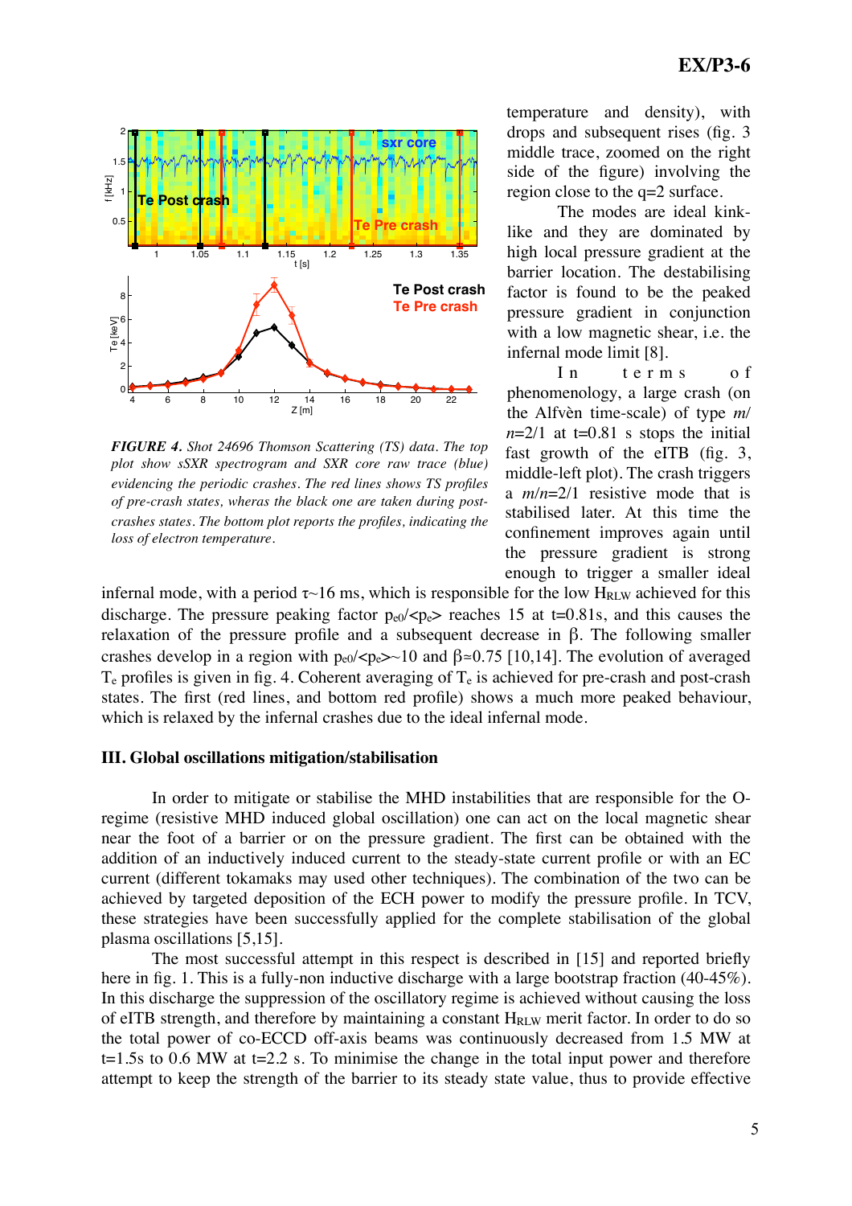temperature and density), with drops and subsequent rises (fig. 3 middle trace, zoomed on the right side of the figure) involving the region close to the q=2 surface.

The modes are ideal kink-like and they are dominated by high local pressure gradient at the barrier location. The destabilising factor is found to be the peaked pressure gradient in conjunction with a low magnetic shear, i.e. the infernal mode limit [8].

In terms of phenomenology, a large crash (on the Alfvèn time-scale) of type $m/n$=2/1 at t=0.81 s stops the initial fast growth of the eITB (fig. 3, middle-left plot). The crash triggers a $m/n$=2/1 resistive mode that is stabilised later. At this time the confinement improves again until the pressure gradient is strong enough to trigger a smaller ideal infernal mode, with a period $\tau$~16 ms, which is responsible for the low $H_{RLW}$ achieved for this discharge. The pressure peaking factor $p_{e0}/\langle p_e\rangle$ reaches 15 at t=0.81s, and this causes the relaxation of the pressure profile and a subsequent decrease in $\beta$. The following smaller crashes develop in a region with $p_{e0}/\langle p_e\rangle$~10 and $\beta$≈0.75 [10,14]. The evolution of averaged $T_e$ profiles is given in fig. 4. Coherent averaging of $T_e$ is achieved for pre-crash and post-crash states. The first (red lines, and bottom red profile) shows a much more peaked behaviour, which is relaxed by the infernal crashes due to the ideal infernal mode.

*FIGURE 4. Shot 24696 Thomson Scattering (TS) data. The top plot show sSXR spectrogram and SXR core raw trace (blue) evidencing the periodic crashes. The red lines shows TS profiles of pre-crash states, wheras the black one are taken during post-crashes states. The bottom plot reports the profiles, indicating the loss of electron temperature.*

### III. Global oscillations mitigation/stabilisation

In order to mitigate or stabilise the MHD instabilities that are responsible for the O-regime (resistive MHD induced global oscillation) one can act on the local magnetic shear near the foot of a barrier or on the pressure gradient. The first can be obtained with the addition of an inductively induced current to the steady-state current profile or with an EC current (different tokamaks may used other techniques). The combination of the two can be achieved by targeted deposition of the ECH power to modify the pressure profile. In TCV, these strategies have been successfully applied for the complete stabilisation of the global plasma oscillations [5,15].

The most successful attempt in this respect is described in [15] and reported briefly here in fig. 1. This is a fully-non inductive discharge with a large bootstrap fraction (40-45%). In this discharge the suppression of the oscillatory regime is achieved without causing the loss of eITB strength, and therefore by maintaining a constant $H_{RLW}$ merit factor. In order to do so the total power of co-ECCD off-axis beams was continuously decreased from 1.5 MW at t=1.5s to 0.6 MW at t=2.2 s. To minimise the change in the total input power and therefore attempt to keep the strength of the barrier to its steady state value, thus to provide effective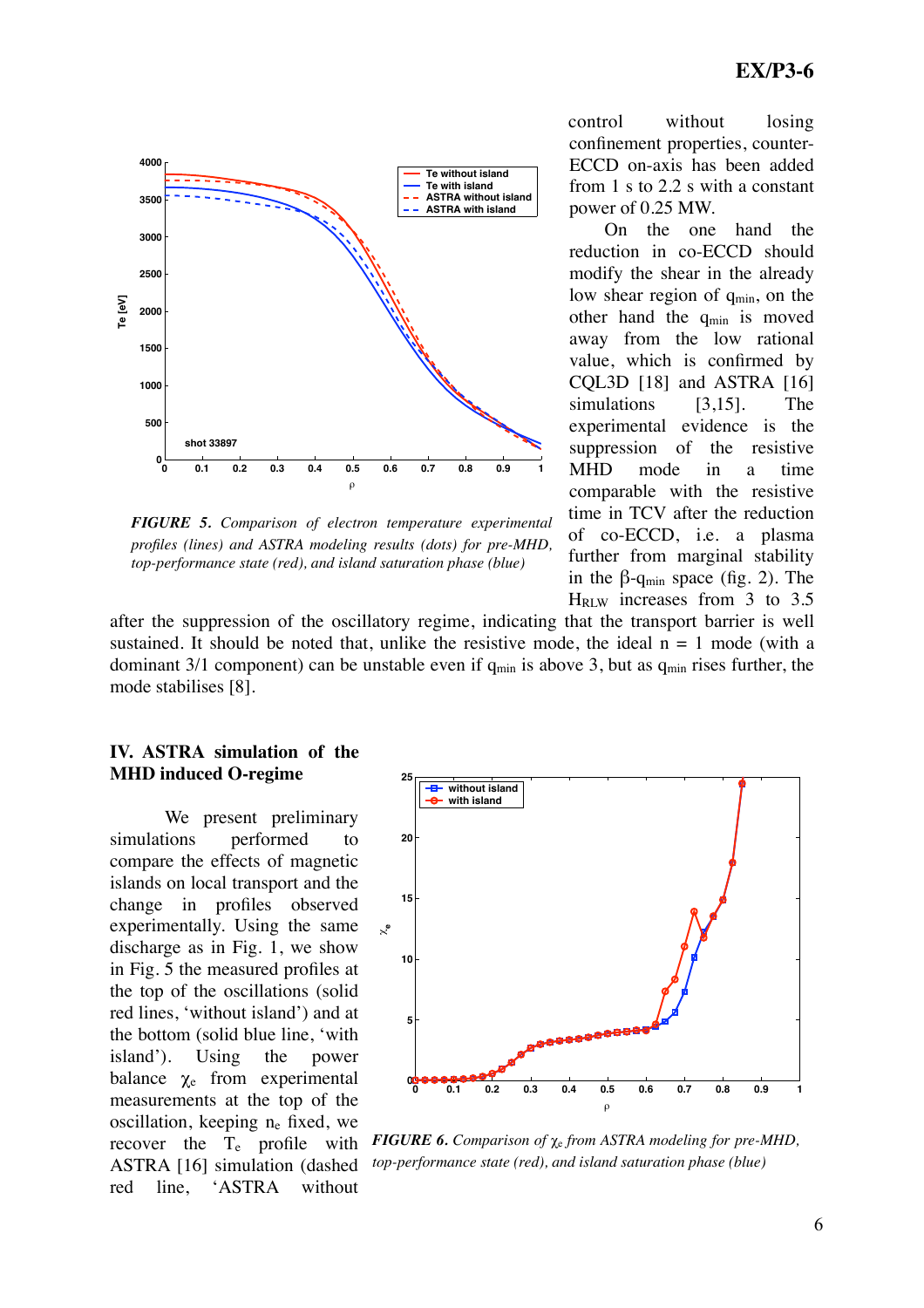control without losing confinement properties, counter-ECCD on-axis has been added from 1 s to 2.2 s with a constant power of 0.25 MW.

On the one hand the reduction in co-ECCD should modify the shear in the already low shear region of $q_{min}$, on the other hand the $q_{min}$ is moved away from the low rational value, which is confirmed by CQL3D [18] and ASTRA [16] simulations [3,15]. The experimental evidence is the suppression of the resistive MHD mode in a time comparable with the resistive time in TCV after the reduction of co-ECCD, i.e. a plasma further from marginal stability in the $\beta$-$q_{min}$ space (fig. 2). The $H_{RLW}$ increases from 3 to 3.5 after the suppression of the oscillatory regime, indicating that the transport barrier is well sustained. It should be noted that, unlike the resistive mode, the ideal n = 1 mode (with a dominant 3/1 component) can be unstable even if $q_{min}$ is above 3, but as $q_{min}$ rises further, the mode stabilises [8].

*FIGURE 5. Comparison of electron temperature experimental profiles (lines) and ASTRA modeling results (dots) for pre-MHD, top-performance state (red), and island saturation phase (blue)*

## IV. ASTRA simulation of the MHD induced O-regime

We present preliminary simulations performed to compare the effects of magnetic islands on local transport and the change in profiles observed experimentally. Using the same discharge as in Fig. 1, we show in Fig. 5 the measured profiles at the top of the oscillations (solid red lines, 'without island') and at the bottom (solid blue line, 'with island'). Using the power balance $\chi_e$ from experimental measurements at the top of the oscillation, keeping $n_e$ fixed, we recover the $T_e$ profile with ASTRA [16] simulation (dashed red line, 'ASTRA without

*FIGURE 6. Comparison of $\chi_e$ from ASTRA modeling for pre-MHD, top-performance state (red), and island saturation phase (blue)*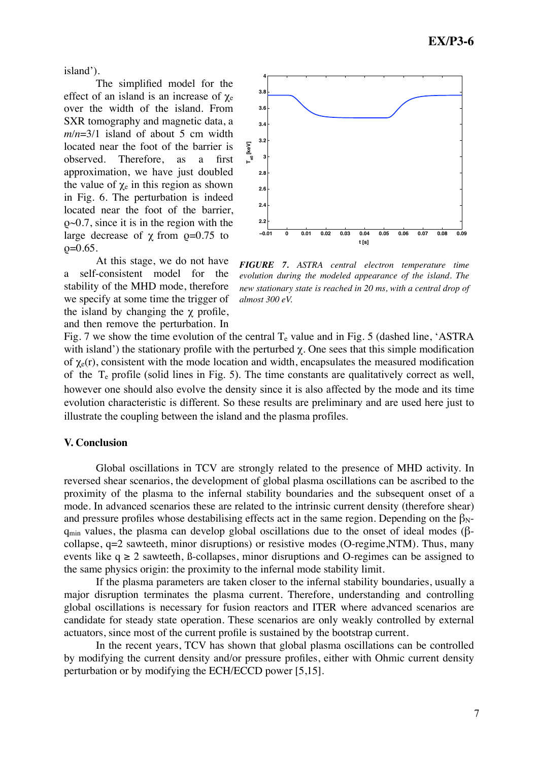island').

The simplified model for the effect of an island is an increase of $\chi_e$ over the width of the island. From SXR tomography and magnetic data, a $m/n$=3/1 island of about 5 cm width located near the foot of the barrier is observed. Therefore, as a first approximation, we have just doubled the value of $\chi_e$ in this region as shown in Fig. 6. The perturbation is indeed located near the foot of the barrier, $\rho$~0.7, since it is in the region with the large decrease of $\chi$ from $\rho$=0.75 to $\rho$=0.65.

At this stage, we do not have a self-consistent model for the stability of the MHD mode, therefore we specify at some time the trigger of the island by changing the $\chi$ profile, and then remove the perturbation. In Fig. 7 we show the time evolution of the central $T_e$ value and in Fig. 5 (dashed line, 'ASTRA with island') the stationary profile with the perturbed $\chi$. One sees that this simple modification of $\chi_e(r)$, consistent with the mode location and width, encapsulates the measured modification of the $T_e$ profile (solid lines in Fig. 5). The time constants are qualitatively correct as well, however one should also evolve the density since it is also affected by the mode and its time evolution characteristic is different. So these results are preliminary and are used here just to illustrate the coupling between the island and the plasma profiles.

***FIGURE 7.*** *ASTRA central electron temperature time evolution during the modeled appearance of the island. The new stationary state is reached in 20 ms, with a central drop of almost 300 eV.*

## V. Conclusion

Global oscillations in TCV are strongly related to the presence of MHD activity. In reversed shear scenarios, the development of global plasma oscillations can be ascribed to the proximity of the plasma to the infernal stability boundaries and the subsequent onset of a mode. In advanced scenarios these are related to the intrinsic current density (therefore shear) and pressure profiles whose destabilising effects act in the same region. Depending on the $\beta_N$-$q_{min}$ values, the plasma can develop global oscillations due to the onset of ideal modes ($\beta$-collapse, q=2 sawteeth, minor disruptions) or resistive modes (O-regime,NTM). Thus, many events like q ≥ 2 sawteeth, ß-collapses, minor disruptions and O-regimes can be assigned to the same physics origin: the proximity to the infernal mode stability limit.

If the plasma parameters are taken closer to the infernal stability boundaries, usually a major disruption terminates the plasma current. Therefore, understanding and controlling global oscillations is necessary for fusion reactors and ITER where advanced scenarios are candidate for steady state operation. These scenarios are only weakly controlled by external actuators, since most of the current profile is sustained by the bootstrap current.

In the recent years, TCV has shown that global plasma oscillations can be controlled by modifying the current density and/or pressure profiles, either with Ohmic current density perturbation or by modifying the ECH/ECCD power [5,15].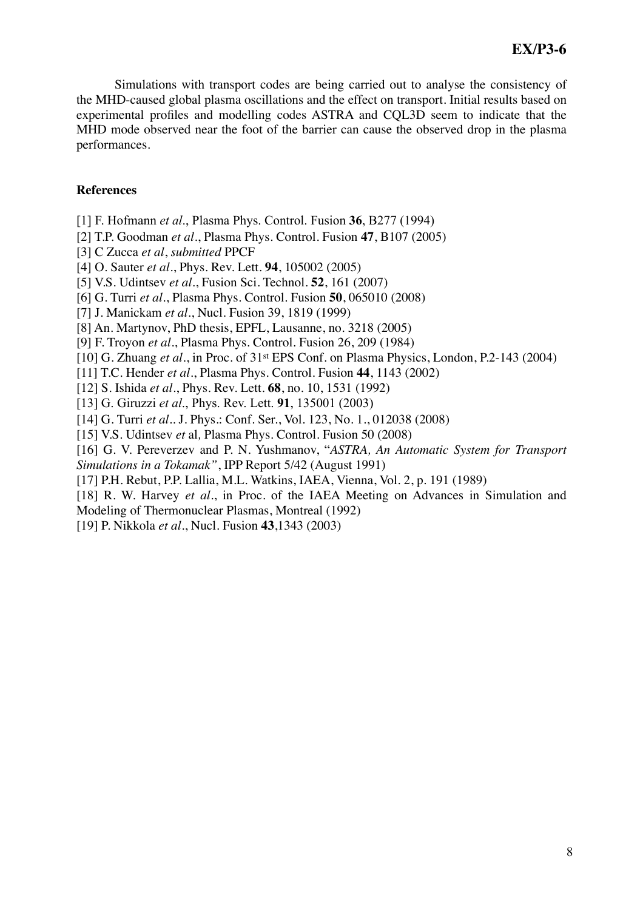Simulations with transport codes are being carried out to analyse the consistency of the MHD-caused global plasma oscillations and the effect on transport. Initial results based on experimental profiles and modelling codes ASTRA and CQL3D seem to indicate that the MHD mode observed near the foot of the barrier can cause the observed drop in the plasma performances.

**References**

[1] F. Hofmann *et al*., Plasma Phys. Control. Fusion **36**, B277 (1994)
[2] T.P. Goodman *et al*., Plasma Phys. Control. Fusion **47**, B107 (2005)
[3] C Zucca *et al*, *submitted* PPCF
[4] O. Sauter *et al*., Phys. Rev. Lett. **94**, 105002 (2005)
[5] V.S. Udintsev *et al*., Fusion Sci. Technol. **52**, 161 (2007)
[6] G. Turri *et al*., Plasma Phys. Control. Fusion **50**, 065010 (2008)
[7] J. Manickam *et al*., Nucl. Fusion 39, 1819 (1999)
[8] An. Martynov, PhD thesis, EPFL, Lausanne, no. 3218 (2005)
[9] F. Troyon *et al*., Plasma Phys. Control. Fusion 26, 209 (1984)
[10] G. Zhuang *et al*., in Proc. of 31st EPS Conf. on Plasma Physics, London, P.2-143 (2004)
[11] T.C. Hender *et al*., Plasma Phys. Control. Fusion **44**, 1143 (2002)
[12] S. Ishida *et al*., Phys. Rev. Lett. **68**, no. 10, 1531 (1992)
[13] G. Giruzzi *et al*., Phys. Rev. Lett. **91**, 135001 (2003)
[14] G. Turri *et al*.. J. Phys.: Conf. Ser., Vol. 123, No. 1., 012038 (2008)
[15] V.S. Udintsev *et* al, Plasma Phys. Control. Fusion 50 (2008)
[16] G. V. Pereverzev and P. N. Yushmanov, "*ASTRA, An Automatic System for Transport Simulations in a Tokamak"*, IPP Report 5/42 (August 1991)
[17] P.H. Rebut, P.P. Lallia, M.L. Watkins, IAEA, Vienna, Vol. 2, p. 191 (1989)
[18] R. W. Harvey *et al*., in Proc. of the IAEA Meeting on Advances in Simulation and Modeling of Thermonuclear Plasmas, Montreal (1992)
[19] P. Nikkola *et al*., Nucl. Fusion **43**,1343 (2003)